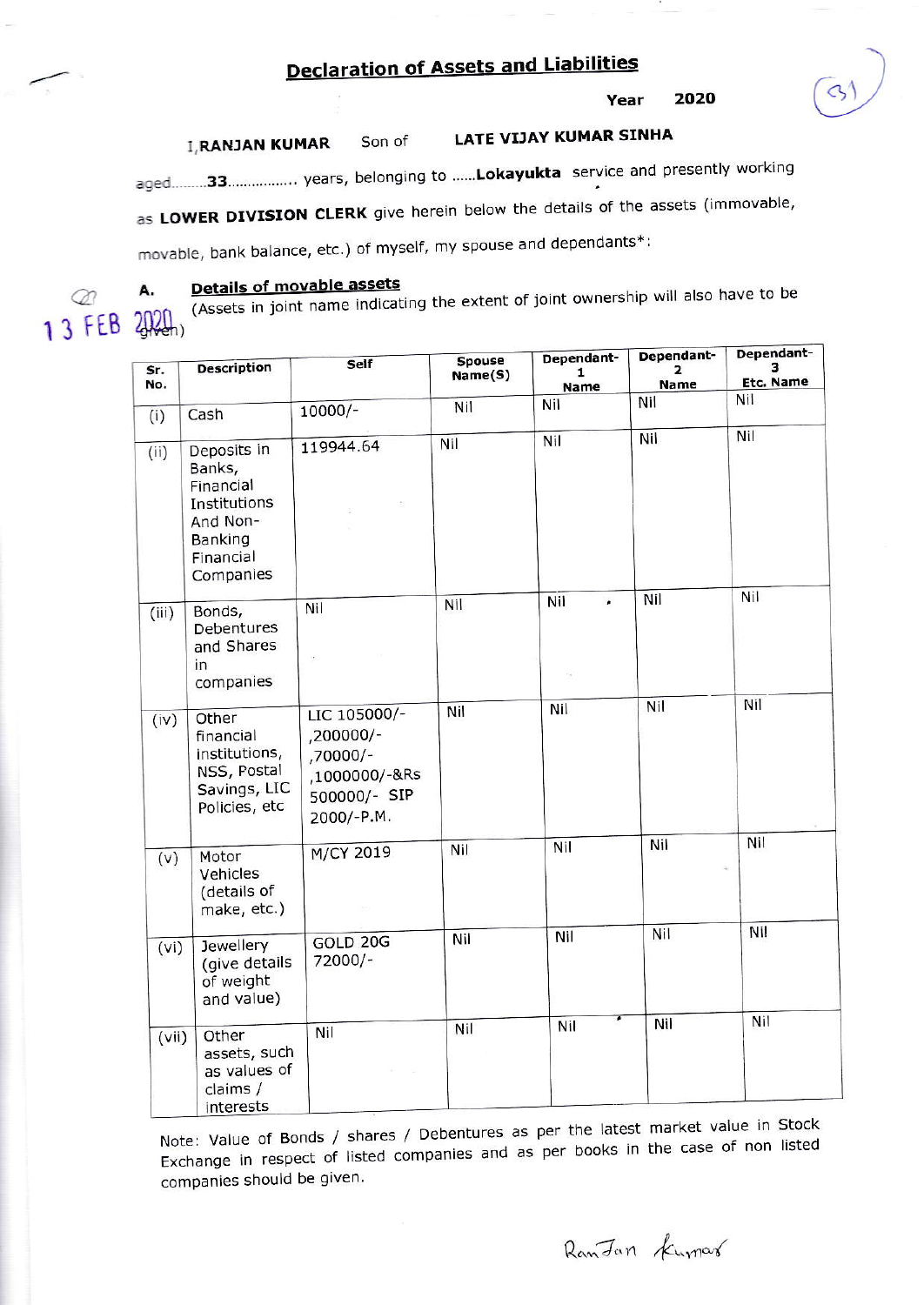## Declaration of Assets and Liabilities

**Year 2020**

(31)

I, **RANJAN KUMAR** Son of **LATE VIJAY KUMAR SINHA**

aged.........**33**................ years, belonging to ......**Lokayukta** service and presently working as **LOWER DIVISION CLERK** give herein below the details of the assets (immovable, movable, bank balance, etc.) of myself, my spouse and dependants*:

13 FEB 2020

### A. Details of movable assets

(Assets in joint name indicating the extent of joint ownership will also have to be given)

| Sr. No. | Description | Self | Spouse Name(S) | Dependant-1 Name | Dependant-2 Name | Dependant-3 Etc. Name |
|---|---|---|---|---|---|---|
| (i) | Cash | 10000/- | Nil | Nil | Nil | Nil |
| (ii) | Deposits in Banks, Financial Institutions And Non-Banking Financial Companies | 119944.64 | Nil | Nil | Nil | Nil |
| (iii) | Bonds, Debentures and Shares in companies | Nil | Nil | Nil | Nil | Nil |
| (iv) | Other financial institutions, NSS, Postal Savings, LIC Policies, etc | LIC 105000/- ,200000/- ,70000/- ,1000000/-&Rs 500000/- SIP 2000/-P.M. | Nil | Nil | Nil | Nil |
| (v) | Motor Vehicles (details of make, etc.) | M/CY 2019 | Nil | Nil | Nil | Nil |
| (vi) | Jewellery (give details of weight and value) | GOLD 20G 72000/- | Nil | Nil | Nil | Nil |
| (vii) | Other assets, such as values of claims / interests | Nil | Nil | Nil | Nil | Nil |

Note: Value of Bonds / shares / Debentures as per the latest market value in Stock Exchange in respect of listed companies and as per books in the case of non listed companies should be given.

Ranjan Kumar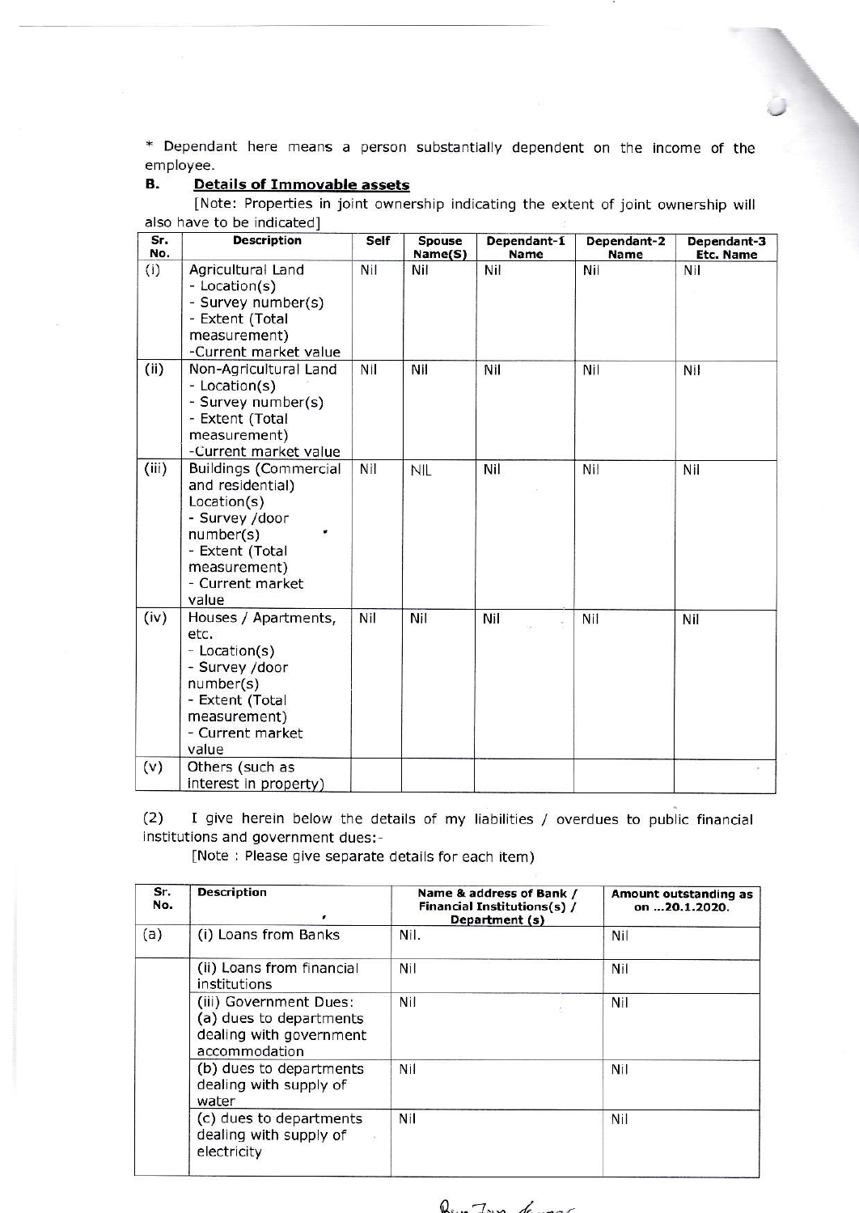* Dependant here means a person substantially dependent on the income of the employee.

**B. Details of Immovable assets**

[Note: Properties in joint ownership indicating the extent of joint ownership will also have to be indicated]

| Sr. No. | Description | Self | Spouse Name(S) | Dependant-1 Name | Dependant-2 Name | Dependant-3 Etc. Name |
|---|---|---|---|---|---|---|
| (i) | Agricultural Land<br>- Location(s)<br>- Survey number(s)<br>- Extent (Total measurement)<br>-Current market value | Nil | Nil | Nil | Nil | Nil |
| (ii) | Non-Agricultural Land<br>- Location(s)<br>- Survey number(s)<br>- Extent (Total measurement)<br>-Current market value | Nil | Nil | Nil | Nil | Nil |
| (iii) | Buildings (Commercial and residential)<br>Location(s)<br>- Survey /door number(s)<br>- Extent (Total measurement)<br>- Current market value | Nil | NIL | Nil | Nil | Nil |
| (iv) | Houses / Apartments, etc.<br>- Location(s)<br>- Survey /door number(s)<br>- Extent (Total measurement)<br>- Current market value | Nil | Nil | Nil | Nil | Nil |
| (v) | Others (such as interest in property) | | | | | |

(2) I give herein below the details of my liabilities / overdues to public financial institutions and government dues:-

[Note : Please give separate details for each item)

| Sr. No. | Description | Name & address of Bank / Financial Institutions(s) / Department (s) | Amount outstanding as on ...20.1.2020. |
|---|---|---|---|
| (a) | (i) Loans from Banks | Nil. | Nil |
| | (ii) Loans from financial institutions | Nil | Nil |
| | (iii) Government Dues:<br>(a) dues to departments dealing with government accommodation | Nil | Nil |
| | (b) dues to departments dealing with supply of water | Nil | Nil |
| | (c) dues to departments dealing with supply of electricity | Nil | Nil |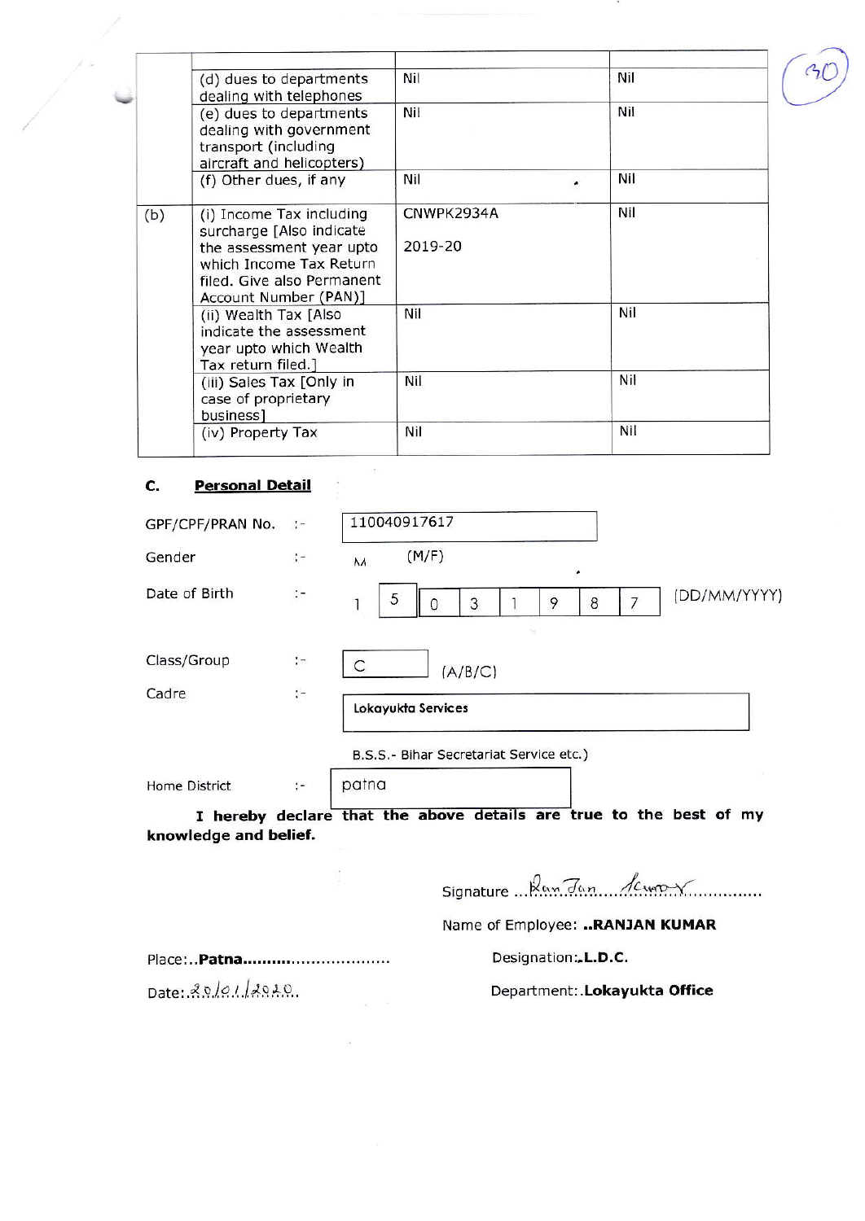| | | | |
|---|---|---|---|
| | (d) dues to departments dealing with telephones | Nil | Nil |
| | (e) dues to departments dealing with government transport (including aircraft and helicopters) | Nil | Nil |
| | (f) Other dues, if any | Nil | Nil |
| (b) | (i) Income Tax including surcharge [Also indicate the assessment year upto which Income Tax Return filed. Give also Permanent Account Number (PAN)] | CNWPK2934A<br><br>2019-20 | Nil |
| | (ii) Wealth Tax [Also indicate the assessment year upto which Wealth Tax return filed.] | Nil | Nil |
| | (iii) Sales Tax [Only in case of proprietary business] | Nil | Nil |
| | (iv) Property Tax | Nil | Nil |

### C. Personal Detail

GPF/CPF/PRAN No. :- 110040917617

Gender :- M (M/F)

Date of Birth :- 1 5 0 3 1 9 8 7 (DD/MM/YYYY)

Class/Group :- C (A/B/C)

Cadre :- Lokayukta Services

B.S.S.- Bihar Secretariat Service etc.)

Home District :- patna

**I hereby declare that the above details are true to the best of my knowledge and belief.**

Signature ...Ranjan Kumar...............

Name of Employee: **..RANJAN KUMAR**

Place:..**Patna**.............................

Designation:.**L.D.C.**

Date:.20/01/2020.

Department:.**Lokayukta Office**